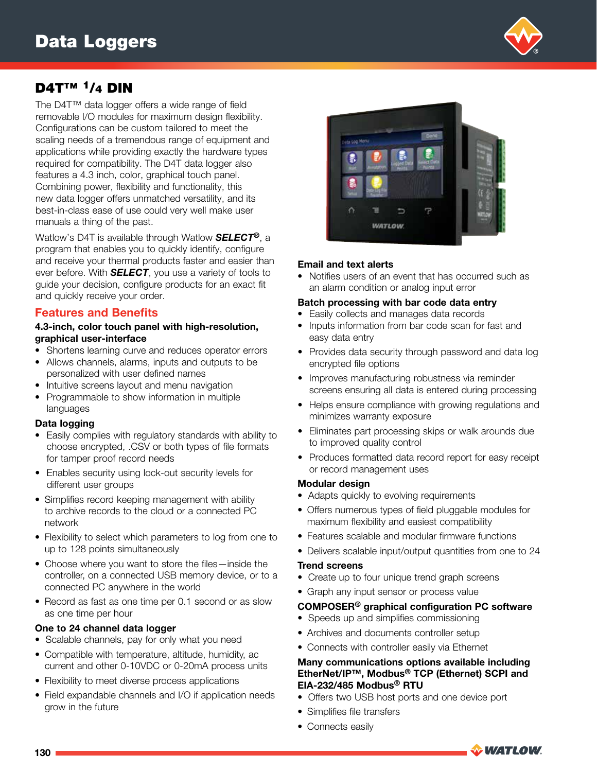# Data Loggers

## D4T™ 1/4 DIN

The D4T™ data logger offers a wide range of field removable I/O modules for maximum design flexibility. Configurations can be custom tailored to meet the scaling needs of a tremendous range of equipment and applications while providing exactly the hardware types required for compatibility. The D4T data logger also features a 4.3 inch, color, graphical touch panel. Combining power, flexibility and functionality, this new data logger offers unmatched versatility, and its best-in-class ease of use could very well make user manuals a thing of the past.

Watlow's D4T is available through Watlow ***SELECT***®, a program that enables you to quickly identify, configure and receive your thermal products faster and easier than ever before. With ***SELECT***, you use a variety of tools to guide your decision, configure products for an exact fit and quickly receive your order.

### Features and Benefits

**4.3-inch, color touch panel with high-resolution, graphical user-interface**

- Shortens learning curve and reduces operator errors
- Allows channels, alarms, inputs and outputs to be personalized with user defined names
- Intuitive screens layout and menu navigation
- Programmable to show information in multiple languages

**Data logging**

- Easily complies with regulatory standards with ability to choose encrypted, .CSV or both types of file formats for tamper proof record needs
- Enables security using lock-out security levels for different user groups
- Simplifies record keeping management with ability to archive records to the cloud or a connected PC network
- Flexibility to select which parameters to log from one to up to 128 points simultaneously
- Choose where you want to store the files—inside the controller, on a connected USB memory device, or to a connected PC anywhere in the world
- Record as fast as one time per 0.1 second or as slow as one time per hour

**One to 24 channel data logger**

- Scalable channels, pay for only what you need
- Compatible with temperature, altitude, humidity, ac current and other 0-10VDC or 0-20mA process units
- Flexibility to meet diverse process applications
- Field expandable channels and I/O if application needs grow in the future

**Email and text alerts**

- Notifies users of an event that has occurred such as an alarm condition or analog input error

**Batch processing with bar code data entry**

- Easily collects and manages data records
- Inputs information from bar code scan for fast and easy data entry
- Provides data security through password and data log encrypted file options
- Improves manufacturing robustness via reminder screens ensuring all data is entered during processing
- Helps ensure compliance with growing regulations and minimizes warranty exposure
- Eliminates part processing skips or walk arounds due to improved quality control
- Produces formatted data record report for easy receipt or record management uses

**Modular design**

- Adapts quickly to evolving requirements
- Offers numerous types of field pluggable modules for maximum flexibility and easiest compatibility
- Features scalable and modular firmware functions
- Delivers scalable input/output quantities from one to 24

**Trend screens**

- Create up to four unique trend graph screens
- Graph any input sensor or process value

**COMPOSER® graphical configuration PC software**

- Speeds up and simplifies commissioning
- Archives and documents controller setup
- Connects with controller easily via Ethernet

**Many communications options available including EtherNet/IP™, Modbus® TCP (Ethernet) SCPI and EIA-232/485 Modbus® RTU**

- Offers two USB host ports and one device port
- Simplifies file transfers
- Connects easily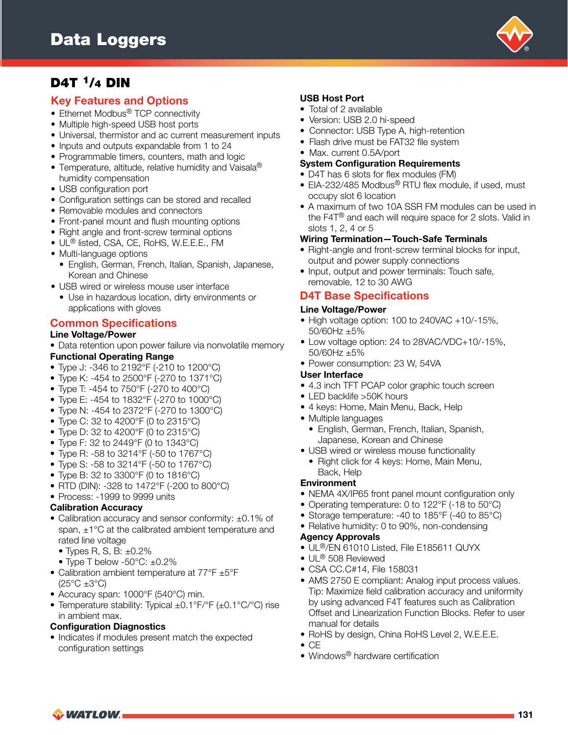# D4T 1/4 DIN

## Key Features and Options

- Ethernet Modbus® TCP connectivity
- Multiple high-speed USB host ports
- Universal, thermistor and ac current measurement inputs
- Inputs and outputs expandable from 1 to 24
- Programmable timers, counters, math and logic
- Temperature, altitude, relative humidity and Vaisala® humidity compensation
- USB configuration port
- Configuration settings can be stored and recalled
- Removable modules and connectors
- Front-panel mount and flush mounting options
- Right angle and front-screw terminal options
- UL® listed, CSA, CE, RoHS, W.E.E.E., FM
- Multi-language options
  - English, German, French, Italian, Spanish, Japanese, Korean and Chinese
- USB wired or wireless mouse user interface
  - Use in hazardous location, dirty environments or applications with gloves

## Common Specifications

**Line Voltage/Power**

- Data retention upon power failure via nonvolatile memory

**Functional Operating Range**

- Type J: -346 to 2192°F (-210 to 1200°C)
- Type K: -454 to 2500°F (-270 to 1371°C)
- Type T: -454 to 750°F (-270 to 400°C)
- Type E: -454 to 1832°F (-270 to 1000°C)
- Type N: -454 to 2372°F (-270 to 1300°C)
- Type C: 32 to 4200°F (0 to 2315°C)
- Type D: 32 to 4200°F (0 to 2315°C)
- Type F: 32 to 2449°F (0 to 1343°C)
- Type R: -58 to 3214°F (-50 to 1767°C)
- Type S: -58 to 3214°F (-50 to 1767°C)
- Type B: 32 to 3300°F (0 to 1816°C)
- RTD (DIN): -328 to 1472°F (-200 to 800°C)
- Process: -1999 to 9999 units

**Calibration Accuracy**

- Calibration accuracy and sensor conformity: ±0.1% of span, ±1°C at the calibrated ambient temperature and rated line voltage
  - Types R, S, B: ±0.2%
  - Type T below -50°C: ±0.2%
- Calibration ambient temperature at 77°F ±5°F (25°C ±3°C)
- Accuracy span: 1000°F (540°C) min.
- Temperature stability: Typical ±0.1°F/°F (±0.1°C/°C) rise in ambient max.

**Configuration Diagnostics**

- Indicates if modules present match the expected configuration settings

**USB Host Port**

- Total of 2 available
- Version: USB 2.0 hi-speed
- Connector: USB Type A, high-retention
- Flash drive must be FAT32 file system
- Max. current 0.5A/port

**System Configuration Requirements**

- D4T has 6 slots for flex modules (FM)
- EIA-232/485 Modbus® RTU flex module, if used, must occupy slot 6 location
- A maximum of two 10A SSR FM modules can be used in the F4T® and each will require space for 2 slots. Valid in slots 1, 2, 4 or 5

**Wiring Termination—Touch-Safe Terminals**

- Right-angle and front-screw terminal blocks for input, output and power supply connections
- Input, output and power terminals: Touch safe, removable, 12 to 30 AWG

## D4T Base Specifications

**Line Voltage/Power**

- High voltage option: 100 to 240VAC +10/-15%, 50/60Hz ±5%
- Low voltage option: 24 to 28VAC/VDC+10/-15%, 50/60Hz ±5%
- Power consumption: 23 W, 54VA

**User Interface**

- 4.3 inch TFT PCAP color graphic touch screen
- LED backlife >50K hours
- 4 keys: Home, Main Menu, Back, Help
- Multiple languages
  - English, German, French, Italian, Spanish, Japanese, Korean and Chinese
- USB wired or wireless mouse functionality
  - Right click for 4 keys: Home, Main Menu, Back, Help

**Environment**

- NEMA 4X/IP65 front panel mount configuration only
- Operating temperature: 0 to 122°F (-18 to 50°C)
- Storage temperature: -40 to 185°F (-40 to 85°C)
- Relative humidity: 0 to 90%, non-condensing

**Agency Approvals**

- UL®/EN 61010 Listed, File E185611 QUYX
- UL® 508 Reviewed
- CSA CC.C#14, File 158031
- AMS 2750 E compliant: Analog input process values. Tip: Maximize field calibration accuracy and uniformity by using advanced F4T features such as Calibration Offset and Linearization Function Blocks. Refer to user manual for details
- RoHS by design, China RoHS Level 2, W.E.E.E.
- CE
- Windows® hardware certification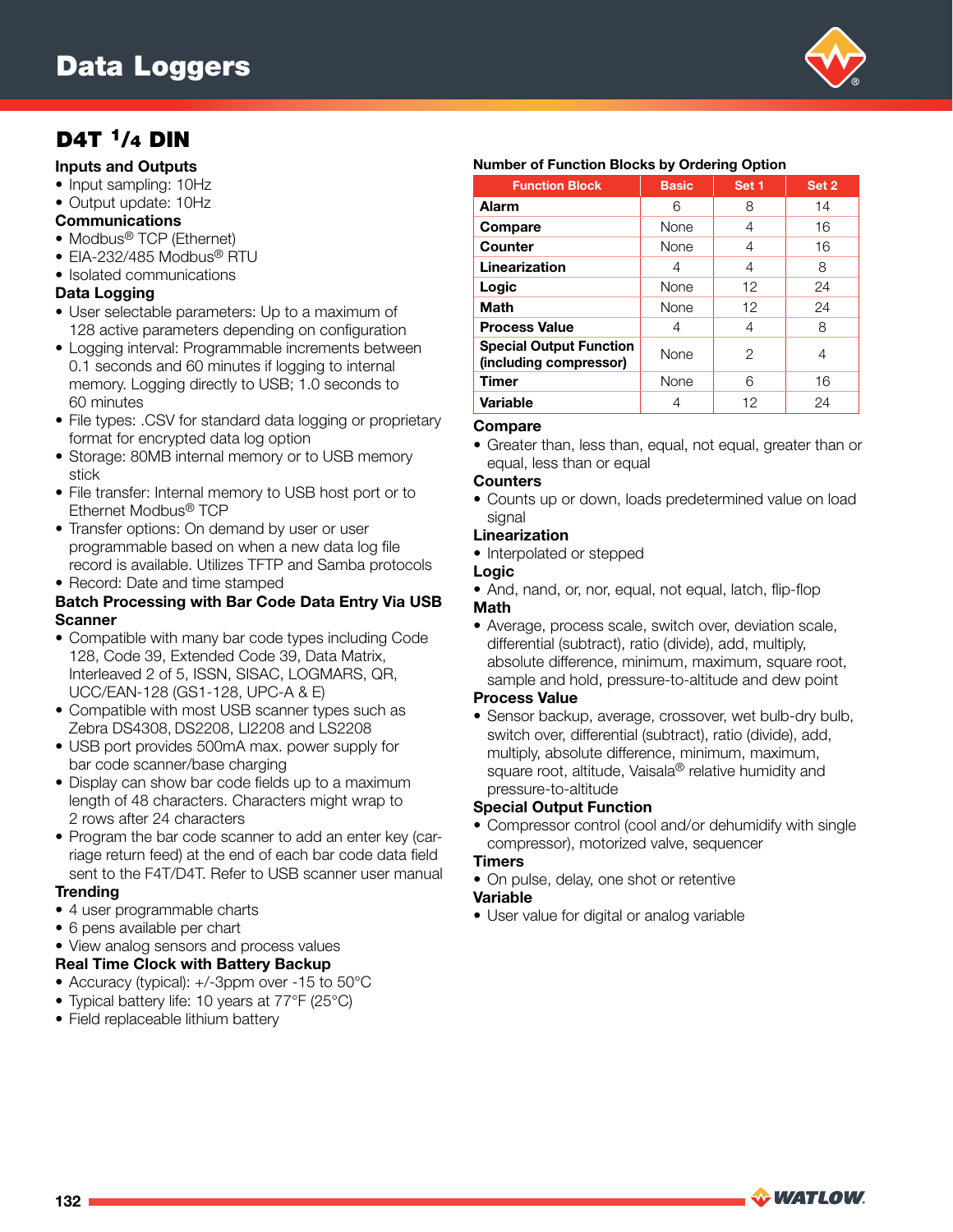# Data Loggers

## D4T 1/4 DIN

### Inputs and Outputs

- Input sampling: 10Hz
- Output update: 10Hz

### Communications

- Modbus® TCP (Ethernet)
- EIA-232/485 Modbus® RTU
- Isolated communications

### Data Logging

- User selectable parameters: Up to a maximum of 128 active parameters depending on configuration
- Logging interval: Programmable increments between 0.1 seconds and 60 minutes if logging to internal memory. Logging directly to USB; 1.0 seconds to 60 minutes
- File types: .CSV for standard data logging or proprietary format for encrypted data log option
- Storage: 80MB internal memory or to USB memory stick
- File transfer: Internal memory to USB host port or to Ethernet Modbus® TCP
- Transfer options: On demand by user or user programmable based on when a new data log file record is available. Utilizes TFTP and Samba protocols
- Record: Date and time stamped

### Batch Processing with Bar Code Data Entry Via USB Scanner

- Compatible with many bar code types including Code 128, Code 39, Extended Code 39, Data Matrix, Interleaved 2 of 5, ISSN, SISAC, LOGMARS, QR, UCC/EAN-128 (GS1-128, UPC-A & E)
- Compatible with most USB scanner types such as Zebra DS4308, DS2208, LI2208 and LS2208
- USB port provides 500mA max. power supply for bar code scanner/base charging
- Display can show bar code fields up to a maximum length of 48 characters. Characters might wrap to 2 rows after 24 characters
- Program the bar code scanner to add an enter key (carriage return feed) at the end of each bar code data field sent to the F4T/D4T. Refer to USB scanner user manual

### Trending

- 4 user programmable charts
- 6 pens available per chart
- View analog sensors and process values

### Real Time Clock with Battery Backup

- Accuracy (typical): +/-3ppm over -15 to 50°C
- Typical battery life: 10 years at 77°F (25°C)
- Field replaceable lithium battery

### Number of Function Blocks by Ordering Option

| Function Block | Basic | Set 1 | Set 2 |
|---|---|---|---|
| **Alarm** | 6 | 8 | 14 |
| **Compare** | None | 4 | 16 |
| **Counter** | None | 4 | 16 |
| **Linearization** | 4 | 4 | 8 |
| **Logic** | None | 12 | 24 |
| **Math** | None | 12 | 24 |
| **Process Value** | 4 | 4 | 8 |
| **Special Output Function (including compressor)** | None | 2 | 4 |
| **Timer** | None | 6 | 16 |
| **Variable** | 4 | 12 | 24 |

### Compare

- Greater than, less than, equal, not equal, greater than or equal, less than or equal

### Counters

- Counts up or down, loads predetermined value on load signal

### Linearization

- Interpolated or stepped

### Logic

- And, nand, or, nor, equal, not equal, latch, flip-flop

### Math

- Average, process scale, switch over, deviation scale, differential (subtract), ratio (divide), add, multiply, absolute difference, minimum, maximum, square root, sample and hold, pressure-to-altitude and dew point

### Process Value

- Sensor backup, average, crossover, wet bulb-dry bulb, switch over, differential (subtract), ratio (divide), add, multiply, absolute difference, minimum, maximum, square root, altitude, Vaisala® relative humidity and pressure-to-altitude

### Special Output Function

- Compressor control (cool and/or dehumidify with single compressor), motorized valve, sequencer

### Timers

- On pulse, delay, one shot or retentive

### Variable

- User value for digital or analog variable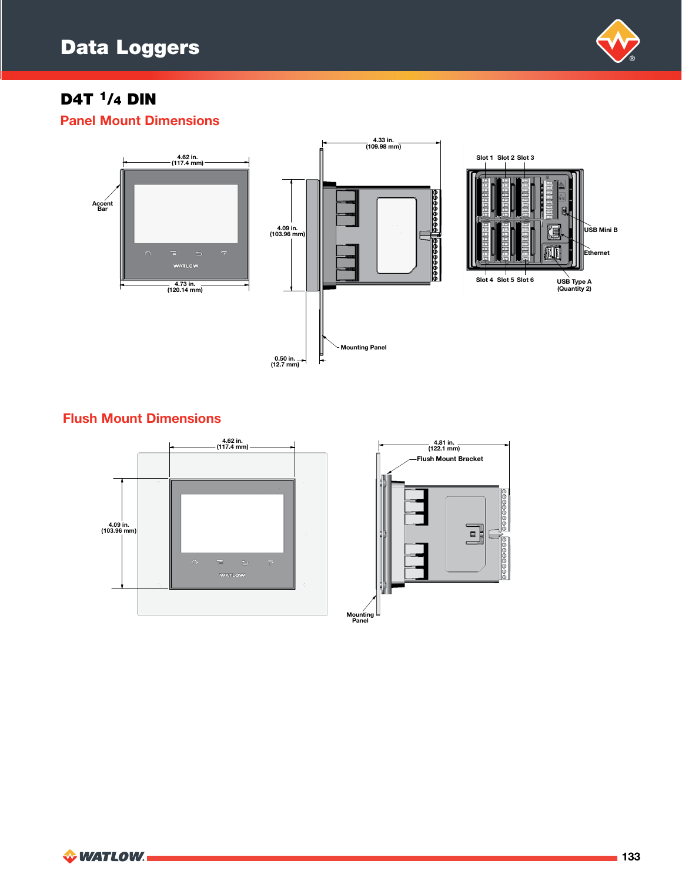# Data Loggers

## D4T 1/4 DIN

### Panel Mount Dimensions

4.62 in.
(117.4 mm)

Accent Bar

4.73 in.
(120.14 mm)

4.33 in.
(109.98 mm)

4.09 in.
(103.96 mm)

Mounting Panel

0.50 in.
(12.7 mm)

Slot 1 Slot 2 Slot 3

USB Mini B

Ethernet

Slot 4 Slot 5 Slot 6

USB Type A
(Quantity 2)

### Flush Mount Dimensions

4.62 in.
(117.4 mm)

4.09 in.
(103.96 mm)

4.81 in.
(122.1 mm)

Flush Mount Bracket

Mounting Panel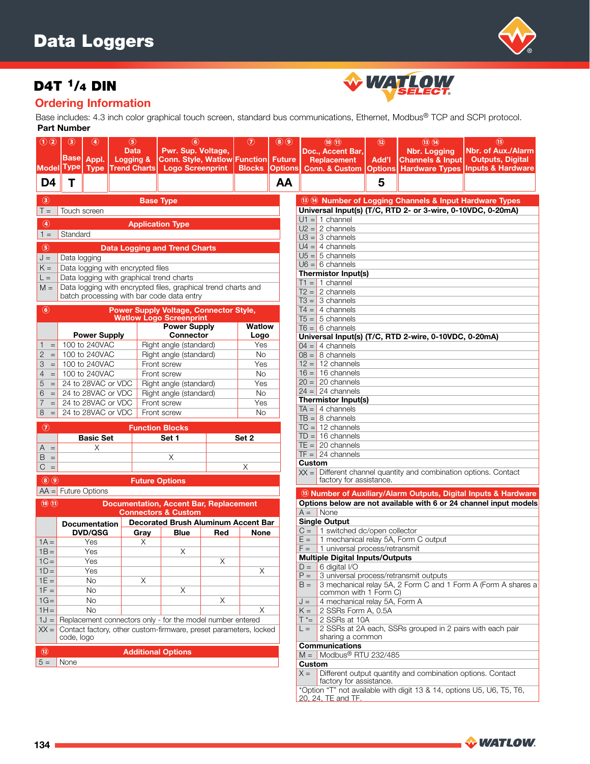# Data Loggers

## D4T 1/4 DIN

### Ordering Information

Base includes: 4.3 inch color graphical touch screen, standard bus communications, Ethernet, Modbus® TCP and SCPI protocol.

**Part Number**

| ① ② Model | ③ Base Type | ④ Appl. Type | ⑤ Data Logging & Trend Charts | ⑥ Pwr. Sup. Voltage, Conn. Style, Watlow Logo Screenprint | ⑦ Function Blocks | ⑧ ⑨ Future Options | ⑩ ⑪ Doc., Accent Bar, Replacement Conn. & Custom | ⑫ Add'l Options | ⑬ ⑭ Nbr. Logging Channels & Input Hardware Types | ⑮ Nbr. of Aux./Alarm Outputs, Digital Inputs & Hardware |
|---|---|---|---|---|---|---|---|---|---|---|
| D4 | T | | | | | AA | | 5 | | |

| ③ | Base Type |
|---|---|
| T = | Touch screen |

| ④ | Application Type |
|---|---|
| 1 = | Standard |

| ⑤ | Data Logging and Trend Charts |
|---|---|
| J = | Data logging |
| K = | Data logging with encrypted files |
| L = | Data logging with graphical trend charts |
| M = | Data logging with encrypted files, graphical trend charts and batch processing with bar code data entry |

**⑥ Power Supply Voltage, Connector Style, Watlow Logo Screenprint**

| | Power Supply | Power Supply Connector | Watlow Logo |
|---|---|---|---|
| 1 = | 100 to 240VAC | Right angle (standard) | Yes |
| 2 = | 100 to 240VAC | Right angle (standard) | No |
| 3 = | 100 to 240VAC | Front screw | Yes |
| 4 = | 100 to 240VAC | Front screw | No |
| 5 = | 24 to 28VAC or VDC | Right angle (standard) | Yes |
| 6 = | 24 to 28VAC or VDC | Right angle (standard) | No |
| 7 = | 24 to 28VAC or VDC | Front screw | Yes |
| 8 = | 24 to 28VAC or VDC | Front screw | No |

**⑦ Function Blocks**

| | Basic Set | Set 1 | Set 2 |
|---|---|---|---|
| A = | X | | |
| B = | | X | |
| C = | | | X |

| ⑧ ⑨ | Future Options |
|---|---|
| AA = | Future Options |

**⑩ ⑪ Documentation, Accent Bar, Replacement Connectors & Custom**

| | Documentation DVD/QSG | Decorated Brush Aluminum Accent Bar Gray | Blue | Red | None |
|---|---|---|---|---|---|
| 1A = | Yes | X | | | |
| 1B = | Yes | | X | | |
| 1C = | Yes | | | X | |
| 1D = | Yes | | | | X |
| 1E = | No | X | | | |
| 1F = | No | | X | | |
| 1G = | No | | | X | |
| 1H = | No | | | | X |
| 1J = | Replacement connectors only - for the model number entered | | | | |
| XX = | Contact factory, other custom-firmware, preset parameters, locked code, logo | | | | |

| ⑫ | Additional Options |
|---|---|
| 5 = | None |

**⑬ ⑭ Number of Logging Channels & Input Hardware Types**

| | |
|---|---|
| **Universal Input(s) (T/C, RTD 2- or 3-wire, 0-10VDC, 0-20mA)** | |
| U1 = | 1 channel |
| U2 = | 2 channels |
| U3 = | 3 channels |
| U4 = | 4 channels |
| U5 = | 5 channels |
| U6 = | 6 channels |
| **Thermistor Input(s)** | |
| T1 = | 1 channel |
| T2 = | 2 channels |
| T3 = | 3 channels |
| T4 = | 4 channels |
| T5 = | 5 channels |
| T6 = | 6 channels |
| **Universal Input(s) (T/C, RTD 2-wire, 0-10VDC, 0-20mA)** | |
| 04 = | 4 channels |
| 08 = | 8 channels |
| 12 = | 12 channels |
| 16 = | 16 channels |
| 20 = | 20 channels |
| 24 = | 24 channels |
| **Thermistor Input(s)** | |
| TA = | 4 channels |
| TB = | 8 channels |
| TC = | 12 channels |
| TD = | 16 channels |
| TE = | 20 channels |
| TF = | 24 channels |
| **Custom** | |
| XX = | Different channel quantity and combination options. Contact factory for assistance. |

**⑮ Number of Auxiliary/Alarm Outputs, Digital Inputs & Hardware**

| | |
|---|---|
| **Options below are not available with 6 or 24 channel input models** | |
| A = | None |
| **Single Output** | |
| C = | 1 switched dc/open collector |
| E = | 1 mechanical relay 5A, Form C output |
| F = | 1 universal process/retransmit |
| **Multiple Digital Inputs/Outputs** | |
| D = | 6 digital I/O |
| P = | 3 universal process/retransmit outputs |
| B = | 3 mechanical relay 5A, 2 Form C and 1 Form A (Form A shares a common with 1 Form C) |
| J = | 4 mechanical relay 5A, Form A |
| K = | 2 SSRs Form A, 0.5A |
| T *= | 2 SSRs at 10A |
| L = | 2 SSRs at 2A each, SSRs grouped in 2 pairs with each pair sharing a common |
| **Communications** | |
| M = | Modbus® RTU 232/485 |
| **Custom** | |
| X = | Different output quantity and combination options. Contact factory for assistance. |

*Option "T" not available with digit 13 & 14, options U5, U6, T5, T6, 20, 24, TE and TF.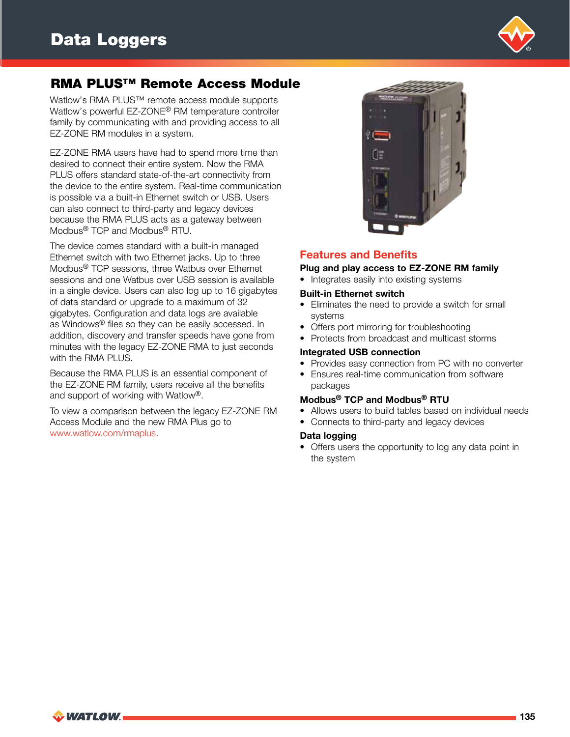# Data Loggers

## RMA PLUS™ Remote Access Module

Watlow's RMA PLUS™ remote access module supports Watlow's powerful EZ-ZONE® RM temperature controller family by communicating with and providing access to all EZ-ZONE RM modules in a system.

EZ-ZONE RMA users have had to spend more time than desired to connect their entire system. Now the RMA PLUS offers standard state-of-the-art connectivity from the device to the entire system. Real-time communication is possible via a built-in Ethernet switch or USB. Users can also connect to third-party and legacy devices because the RMA PLUS acts as a gateway between Modbus® TCP and Modbus® RTU.

The device comes standard with a built-in managed Ethernet switch with two Ethernet jacks. Up to three Modbus® TCP sessions, three Watbus over Ethernet sessions and one Watbus over USB session is available in a single device. Users can also log up to 16 gigabytes of data standard or upgrade to a maximum of 32 gigabytes. Configuration and data logs are available as Windows® files so they can be easily accessed. In addition, discovery and transfer speeds have gone from minutes with the legacy EZ-ZONE RMA to just seconds with the RMA PLUS.

Because the RMA PLUS is an essential component of the EZ-ZONE RM family, users receive all the benefits and support of working with Watlow®.

To view a comparison between the legacy EZ-ZONE RM Access Module and the new RMA Plus go to www.watlow.com/rmaplus.

### Features and Benefits

**Plug and play access to EZ-ZONE RM family**

- Integrates easily into existing systems

**Built-in Ethernet switch**

- Eliminates the need to provide a switch for small systems
- Offers port mirroring for troubleshooting
- Protects from broadcast and multicast storms

**Integrated USB connection**

- Provides easy connection from PC with no converter
- Ensures real-time communication from software packages

**Modbus® TCP and Modbus® RTU**

- Allows users to build tables based on individual needs
- Connects to third-party and legacy devices

**Data logging**

- Offers users the opportunity to log any data point in the system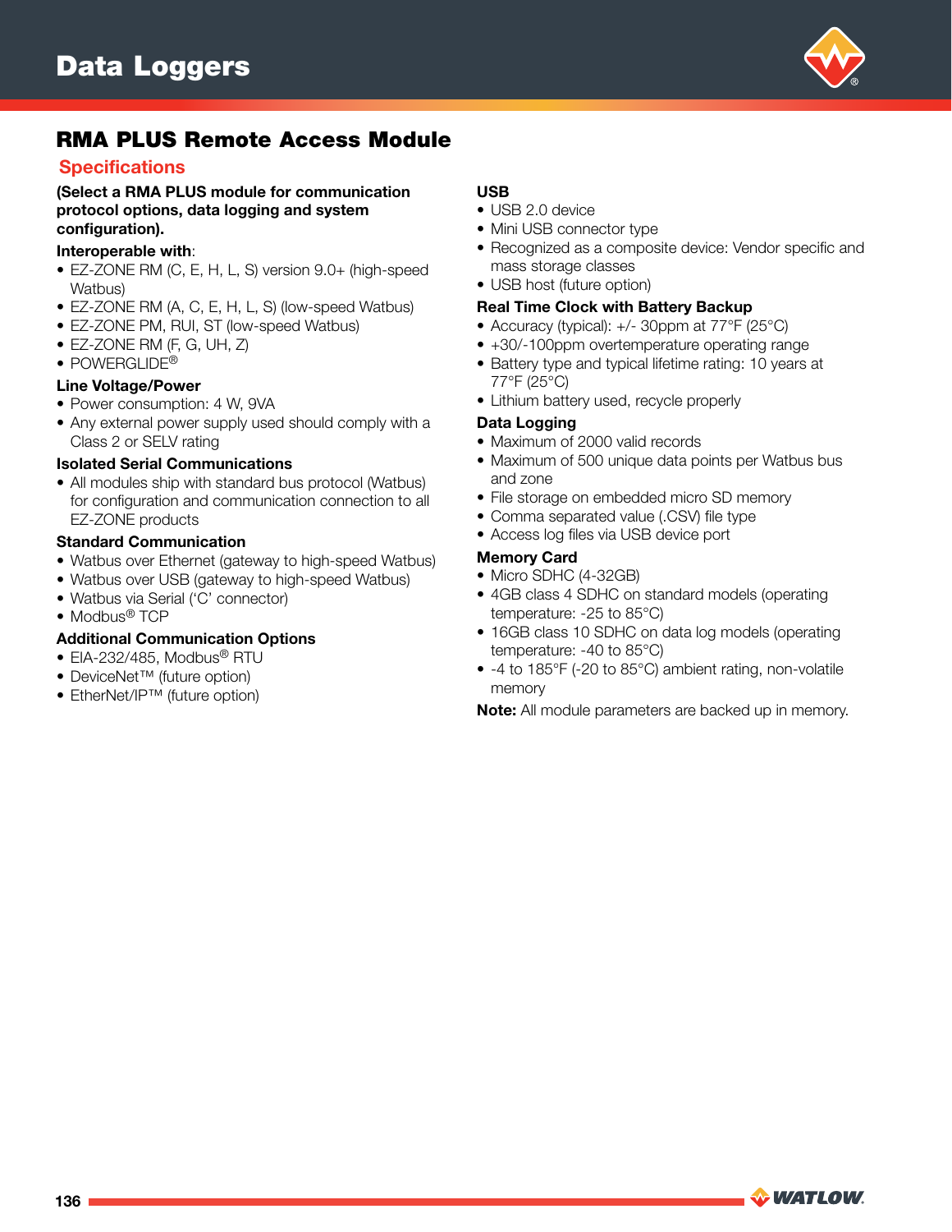# Data Loggers

## RMA PLUS Remote Access Module

### Specifications

**(Select a RMA PLUS module for communication protocol options, data logging and system configuration).**

**Interoperable with**:

- EZ-ZONE RM (C, E, H, L, S) version 9.0+ (high-speed Watbus)
- EZ-ZONE RM (A, C, E, H, L, S) (low-speed Watbus)
- EZ-ZONE PM, RUI, ST (low-speed Watbus)
- EZ-ZONE RM (F, G, UH, Z)
- POWERGLIDE®

**Line Voltage/Power**

- Power consumption: 4 W, 9VA
- Any external power supply used should comply with a Class 2 or SELV rating

**Isolated Serial Communications**

- All modules ship with standard bus protocol (Watbus) for configuration and communication connection to all EZ-ZONE products

**Standard Communication**

- Watbus over Ethernet (gateway to high-speed Watbus)
- Watbus over USB (gateway to high-speed Watbus)
- Watbus via Serial ('C' connector)
- Modbus® TCP

**Additional Communication Options**

- EIA-232/485, Modbus® RTU
- DeviceNet™ (future option)
- EtherNet/IP™ (future option)

**USB**

- USB 2.0 device
- Mini USB connector type
- Recognized as a composite device: Vendor specific and mass storage classes
- USB host (future option)

**Real Time Clock with Battery Backup**

- Accuracy (typical): +/- 30ppm at 77°F (25°C)
- +30/-100ppm overtemperature operating range
- Battery type and typical lifetime rating: 10 years at 77°F (25°C)
- Lithium battery used, recycle properly

**Data Logging**

- Maximum of 2000 valid records
- Maximum of 500 unique data points per Watbus bus and zone
- File storage on embedded micro SD memory
- Comma separated value (.CSV) file type
- Access log files via USB device port

**Memory Card**

- Micro SDHC (4-32GB)
- 4GB class 4 SDHC on standard models (operating temperature: -25 to 85°C)
- 16GB class 10 SDHC on data log models (operating temperature: -40 to 85°C)
- -4 to 185°F (-20 to 85°C) ambient rating, non-volatile memory

**Note:** All module parameters are backed up in memory.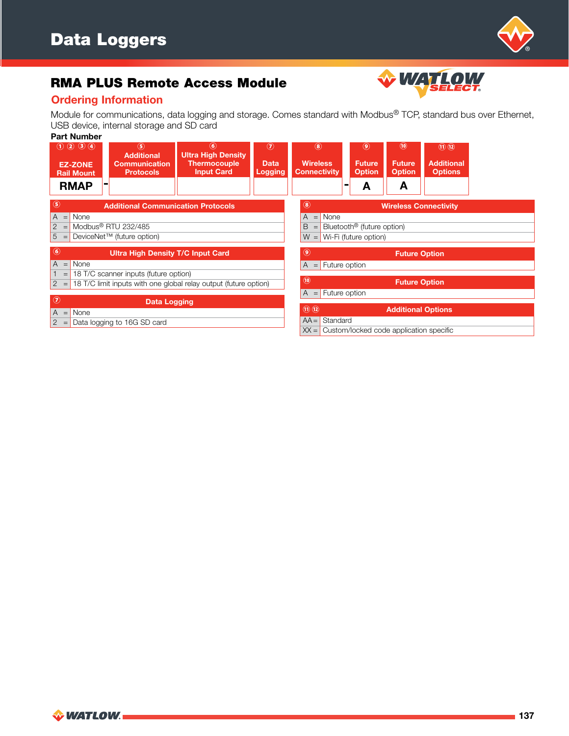# Data Loggers

## RMA PLUS Remote Access Module

### Ordering Information

Module for communications, data logging and storage. Comes standard with Modbus® TCP, standard bus over Ethernet, USB device, internal storage and SD card

**Part Number**

| ① ② ③ ④ EZ-ZONE Rail Mount | | ⑤ Additional Communication Protocols | ⑥ Ultra High Density Thermocouple Input Card | ⑦ Data Logging | ⑧ Wireless Connectivity | | ⑨ Future Option | ⑩ Future Option | ⑪ ⑫ Additional Options |
|---|---|---|---|---|---|---|---|---|---|
| RMAP | - | | | | | - | A | A | |

| ⑤ Additional Communication Protocols | | |
|---|---|---|
| A | = | None |
| 2 | = | Modbus® RTU 232/485 |
| 5 | = | DeviceNet™ (future option) |

| ⑥ Ultra High Density T/C Input Card | | |
|---|---|---|
| A | = | None |
| 1 | = | 18 T/C scanner inputs (future option) |
| 2 | = | 18 T/C limit inputs with one global relay output (future option) |

| ⑦ Data Logging | | |
|---|---|---|
| A | = | None |
| 2 | = | Data logging to 16G SD card |

| ⑧ Wireless Connectivity | | |
|---|---|---|
| A | = | None |
| B | = | Bluetooth® (future option) |
| W | = | Wi-Fi (future option) |

| ⑨ Future Option | | |
|---|---|---|
| A | = | Future option |

| ⑩ Future Option | | |
|---|---|---|
| A | = | Future option |

| ⑪ ⑫ Additional Options | | |
|---|---|---|
| AA | = | Standard |
| XX | = | Custom/locked code application specific |